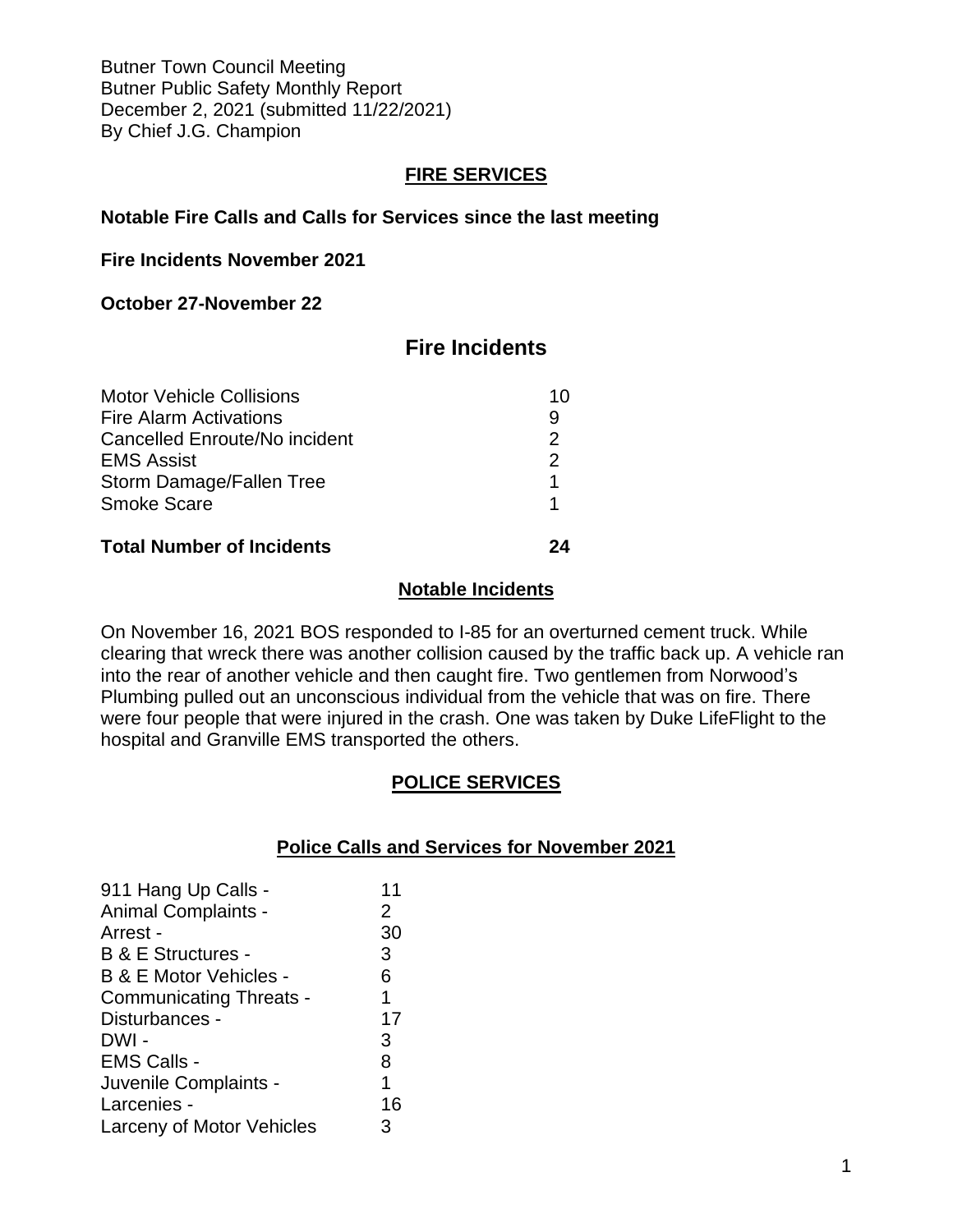Butner Town Council Meeting
Butner Public Safety Monthly Report
December 2, 2021 (submitted 11/22/2021)
By Chief J.G. Champion

## FIRE SERVICES

**Notable Fire Calls and Calls for Services since the last meeting**

**Fire Incidents November 2021**

**October 27-November 22**

### Fire Incidents

| | |
|---|---|
| Motor Vehicle Collisions | 10 |
| Fire Alarm Activations | 9 |
| Cancelled Enroute/No incident | 2 |
| EMS Assist | 2 |
| Storm Damage/Fallen Tree | 1 |
| Smoke Scare | 1 |
| **Total Number of Incidents** | **24** |

### Notable Incidents

On November 16, 2021 BOS responded to I-85 for an overturned cement truck. While clearing that wreck there was another collision caused by the traffic back up. A vehicle ran into the rear of another vehicle and then caught fire. Two gentlemen from Norwood's Plumbing pulled out an unconscious individual from the vehicle that was on fire. There were four people that were injured in the crash. One was taken by Duke LifeFlight to the hospital and Granville EMS transported the others.

## POLICE SERVICES

### Police Calls and Services for November 2021

| | |
|---|---|
| 911 Hang Up Calls - | 11 |
| Animal Complaints - | 2 |
| Arrest - | 30 |
| B & E Structures - | 3 |
| B & E Motor Vehicles - | 6 |
| Communicating Threats - | 1 |
| Disturbances - | 17 |
| DWI - | 3 |
| EMS Calls - | 8 |
| Juvenile Complaints - | 1 |
| Larcenies - | 16 |
| Larceny of Motor Vehicles | 3 |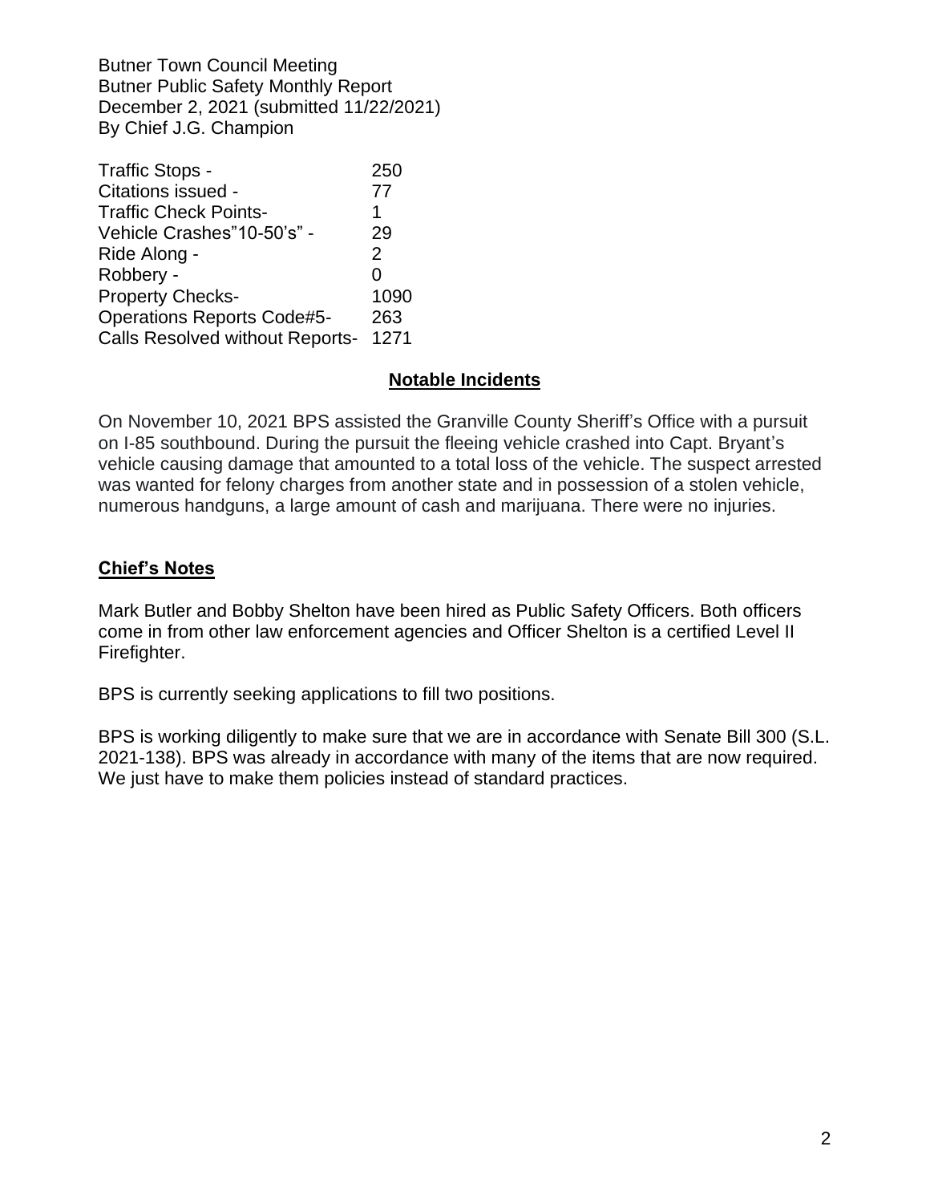Butner Town Council Meeting
Butner Public Safety Monthly Report
December 2, 2021 (submitted 11/22/2021)
By Chief J.G. Champion

| | |
|---|---|
| Traffic Stops - | 250 |
| Citations issued - | 77 |
| Traffic Check Points- | 1 |
| Vehicle Crashes"10-50's" - | 29 |
| Ride Along - | 2 |
| Robbery - | 0 |
| Property Checks- | 1090 |
| Operations Reports Code#5- | 263 |
| Calls Resolved without Reports- | 1271 |

## **Notable Incidents**

On November 10, 2021 BPS assisted the Granville County Sheriff's Office with a pursuit on I-85 southbound. During the pursuit the fleeing vehicle crashed into Capt. Bryant's vehicle causing damage that amounted to a total loss of the vehicle. The suspect arrested was wanted for felony charges from another state and in possession of a stolen vehicle, numerous handguns, a large amount of cash and marijuana. There were no injuries.

## **Chief's Notes**

Mark Butler and Bobby Shelton have been hired as Public Safety Officers. Both officers come in from other law enforcement agencies and Officer Shelton is a certified Level II Firefighter.

BPS is currently seeking applications to fill two positions.

BPS is working diligently to make sure that we are in accordance with Senate Bill 300 (S.L. 2021-138). BPS was already in accordance with many of the items that are now required. We just have to make them policies instead of standard practices.